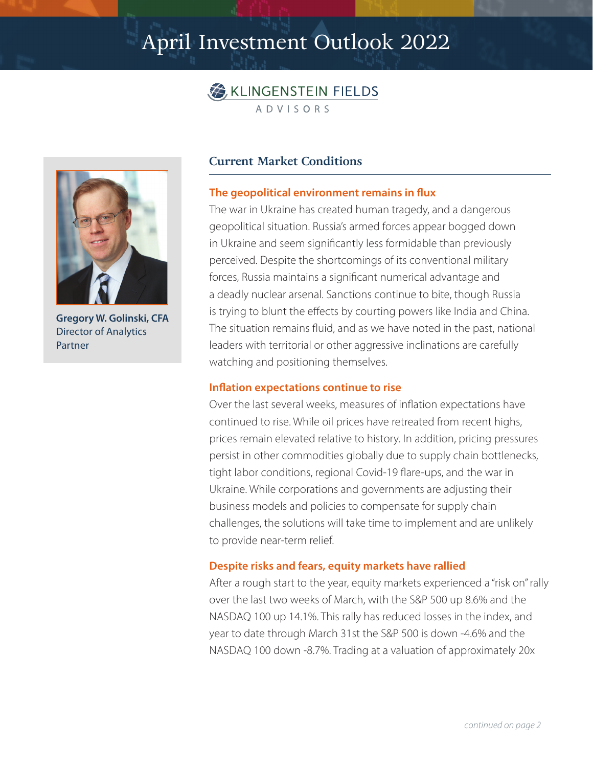# April Investment Outlook 2022

KLINGENSTEIN FIELDS ADVISORS

**Gregory W. Golinski, CFA**
Director of Analytics
Partner

## Current Market Conditions

### The geopolitical environment remains in flux

The war in Ukraine has created human tragedy, and a dangerous geopolitical situation. Russia's armed forces appear bogged down in Ukraine and seem significantly less formidable than previously perceived. Despite the shortcomings of its conventional military forces, Russia maintains a significant numerical advantage and a deadly nuclear arsenal. Sanctions continue to bite, though Russia is trying to blunt the effects by courting powers like India and China. The situation remains fluid, and as we have noted in the past, national leaders with territorial or other aggressive inclinations are carefully watching and positioning themselves.

### Inflation expectations continue to rise

Over the last several weeks, measures of inflation expectations have continued to rise. While oil prices have retreated from recent highs, prices remain elevated relative to history. In addition, pricing pressures persist in other commodities globally due to supply chain bottlenecks, tight labor conditions, regional Covid-19 flare-ups, and the war in Ukraine. While corporations and governments are adjusting their business models and policies to compensate for supply chain challenges, the solutions will take time to implement and are unlikely to provide near-term relief.

### Despite risks and fears, equity markets have rallied

After a rough start to the year, equity markets experienced a "risk on" rally over the last two weeks of March, with the S&P 500 up 8.6% and the NASDAQ 100 up 14.1%. This rally has reduced losses in the index, and year to date through March 31st the S&P 500 is down -4.6% and the NASDAQ 100 down -8.7%. Trading at a valuation of approximately 20x

*continued on page 2*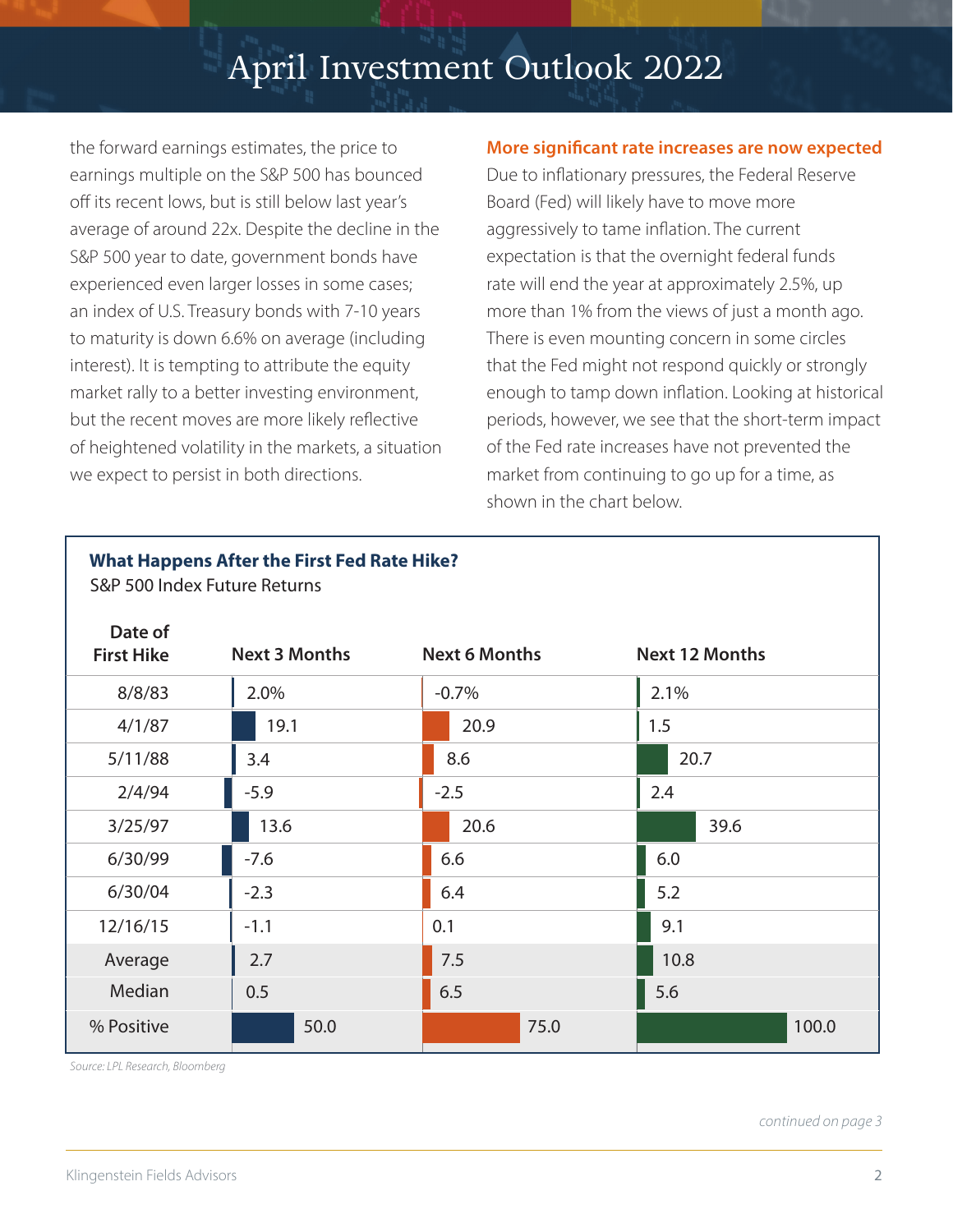the forward earnings estimates, the price to earnings multiple on the S&P 500 has bounced off its recent lows, but is still below last year's average of around 22x. Despite the decline in the S&P 500 year to date, government bonds have experienced even larger losses in some cases; an index of U.S. Treasury bonds with 7-10 years to maturity is down 6.6% on average (including interest). It is tempting to attribute the equity market rally to a better investing environment, but the recent moves are more likely reflective of heightened volatility in the markets, a situation we expect to persist in both directions.

### More significant rate increases are now expected

Due to inflationary pressures, the Federal Reserve Board (Fed) will likely have to move more aggressively to tame inflation. The current expectation is that the overnight federal funds rate will end the year at approximately 2.5%, up more than 1% from the views of just a month ago. There is even mounting concern in some circles that the Fed might not respond quickly or strongly enough to tamp down inflation. Looking at historical periods, however, we see that the short-term impact of the Fed rate increases have not prevented the market from continuing to go up for a time, as shown in the chart below.

**What Happens After the First Fed Rate Hike?**
S&P 500 Index Future Returns

| Date of First Hike | Next 3 Months | Next 6 Months | Next 12 Months |
|---|---|---|---|
| 8/8/83 | 2.0% | -0.7% | 2.1% |
| 4/1/87 | 19.1 | 20.9 | 1.5 |
| 5/11/88 | 3.4 | 8.6 | 20.7 |
| 2/4/94 | -5.9 | -2.5 | 2.4 |
| 3/25/97 | 13.6 | 20.6 | 39.6 |
| 6/30/99 | -7.6 | 6.6 | 6.0 |
| 6/30/04 | -2.3 | 6.4 | 5.2 |
| 12/16/15 | -1.1 | 0.1 | 9.1 |
| Average | 2.7 | 7.5 | 10.8 |
| Median | 0.5 | 6.5 | 5.6 |
| % Positive | 50.0 | 75.0 | 100.0 |

*Source: LPL Research, Bloomberg*

*continued on page 3*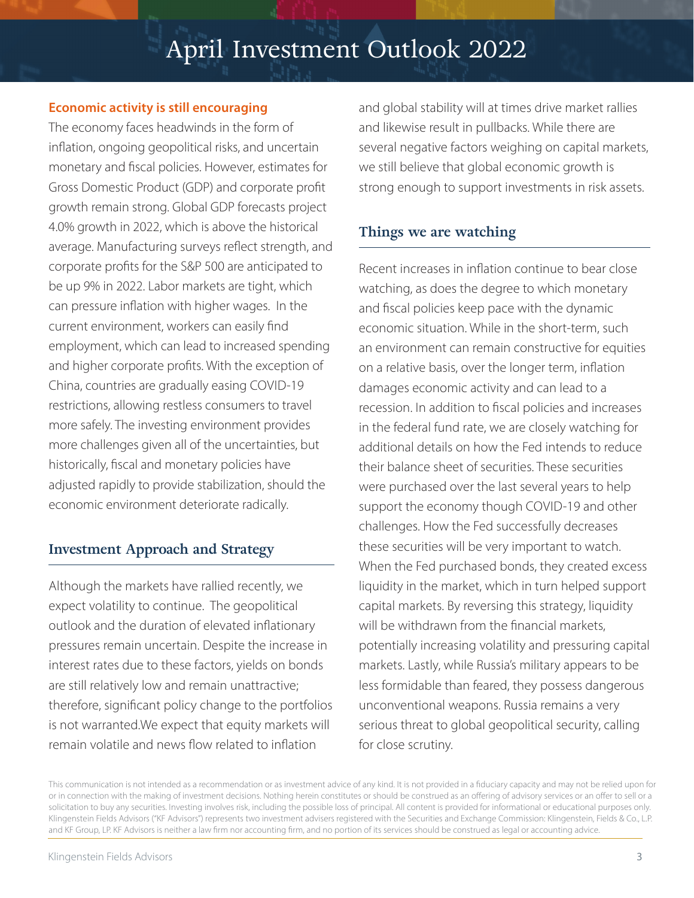# April Investment Outlook 2022

**Economic activity is still encouraging**

The economy faces headwinds in the form of inflation, ongoing geopolitical risks, and uncertain monetary and fiscal policies. However, estimates for Gross Domestic Product (GDP) and corporate profit growth remain strong. Global GDP forecasts project 4.0% growth in 2022, which is above the historical average. Manufacturing surveys reflect strength, and corporate profits for the S&P 500 are anticipated to be up 9% in 2022. Labor markets are tight, which can pressure inflation with higher wages. In the current environment, workers can easily find employment, which can lead to increased spending and higher corporate profits. With the exception of China, countries are gradually easing COVID-19 restrictions, allowing restless consumers to travel more safely. The investing environment provides more challenges given all of the uncertainties, but historically, fiscal and monetary policies have adjusted rapidly to provide stabilization, should the economic environment deteriorate radically.

## Investment Approach and Strategy

Although the markets have rallied recently, we expect volatility to continue. The geopolitical outlook and the duration of elevated inflationary pressures remain uncertain. Despite the increase in interest rates due to these factors, yields on bonds are still relatively low and remain unattractive; therefore, significant policy change to the portfolios is not warranted.We expect that equity markets will remain volatile and news flow related to inflation and global stability will at times drive market rallies and likewise result in pullbacks. While there are several negative factors weighing on capital markets, we still believe that global economic growth is strong enough to support investments in risk assets.

## Things we are watching

Recent increases in inflation continue to bear close watching, as does the degree to which monetary and fiscal policies keep pace with the dynamic economic situation. While in the short-term, such an environment can remain constructive for equities on a relative basis, over the longer term, inflation damages economic activity and can lead to a recession. In addition to fiscal policies and increases in the federal fund rate, we are closely watching for additional details on how the Fed intends to reduce their balance sheet of securities. These securities were purchased over the last several years to help support the economy though COVID-19 and other challenges. How the Fed successfully decreases these securities will be very important to watch. When the Fed purchased bonds, they created excess liquidity in the market, which in turn helped support capital markets. By reversing this strategy, liquidity will be withdrawn from the financial markets, potentially increasing volatility and pressuring capital markets. Lastly, while Russia's military appears to be less formidable than feared, they possess dangerous unconventional weapons. Russia remains a very serious threat to global geopolitical security, calling for close scrutiny.

This communication is not intended as a recommendation or as investment advice of any kind. It is not provided in a fiduciary capacity and may not be relied upon for or in connection with the making of investment decisions. Nothing herein constitutes or should be construed as an offering of advisory services or an offer to sell or a solicitation to buy any securities. Investing involves risk, including the possible loss of principal. All content is provided for informational or educational purposes only. Klingenstein Fields Advisors ("KF Advisors") represents two investment advisers registered with the Securities and Exchange Commission: Klingenstein, Fields & Co., L.P. and KF Group, LP. KF Advisors is neither a law firm nor accounting firm, and no portion of its services should be construed as legal or accounting advice.